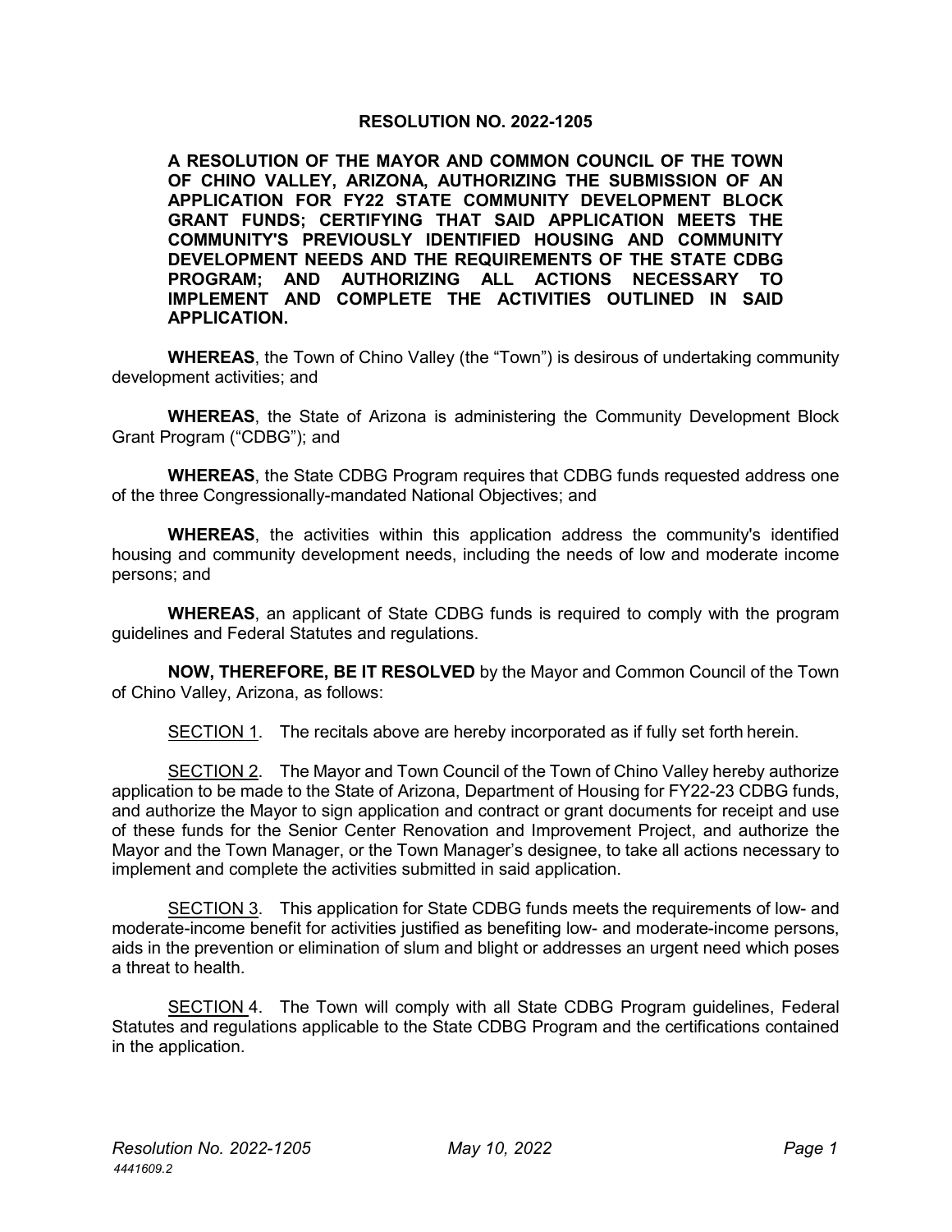# RESOLUTION NO. 2022-1205

**A RESOLUTION OF THE MAYOR AND COMMON COUNCIL OF THE TOWN OF CHINO VALLEY, ARIZONA, AUTHORIZING THE SUBMISSION OF AN APPLICATION FOR FY22 STATE COMMUNITY DEVELOPMENT BLOCK GRANT FUNDS; CERTIFYING THAT SAID APPLICATION MEETS THE COMMUNITY'S PREVIOUSLY IDENTIFIED HOUSING AND COMMUNITY DEVELOPMENT NEEDS AND THE REQUIREMENTS OF THE STATE CDBG PROGRAM; AND AUTHORIZING ALL ACTIONS NECESSARY TO IMPLEMENT AND COMPLETE THE ACTIVITIES OUTLINED IN SAID APPLICATION.**

**WHEREAS**, the Town of Chino Valley (the "Town") is desirous of undertaking community development activities; and

**WHEREAS**, the State of Arizona is administering the Community Development Block Grant Program ("CDBG"); and

**WHEREAS**, the State CDBG Program requires that CDBG funds requested address one of the three Congressionally-mandated National Objectives; and

**WHEREAS**, the activities within this application address the community's identified housing and community development needs, including the needs of low and moderate income persons; and

**WHEREAS**, an applicant of State CDBG funds is required to comply with the program guidelines and Federal Statutes and regulations.

**NOW, THEREFORE, BE IT RESOLVED** by the Mayor and Common Council of the Town of Chino Valley, Arizona, as follows:

<u>SECTION 1</u>. The recitals above are hereby incorporated as if fully set forth herein.

<u>SECTION 2</u>. The Mayor and Town Council of the Town of Chino Valley hereby authorize application to be made to the State of Arizona, Department of Housing for FY22-23 CDBG funds, and authorize the Mayor to sign application and contract or grant documents for receipt and use of these funds for the Senior Center Renovation and Improvement Project, and authorize the Mayor and the Town Manager, or the Town Manager's designee, to take all actions necessary to implement and complete the activities submitted in said application.

<u>SECTION 3</u>. This application for State CDBG funds meets the requirements of low- and moderate-income benefit for activities justified as benefiting low- and moderate-income persons, aids in the prevention or elimination of slum and blight or addresses an urgent need which poses a threat to health.

<u>SECTION 4</u>. The Town will comply with all State CDBG Program guidelines, Federal Statutes and regulations applicable to the State CDBG Program and the certifications contained in the application.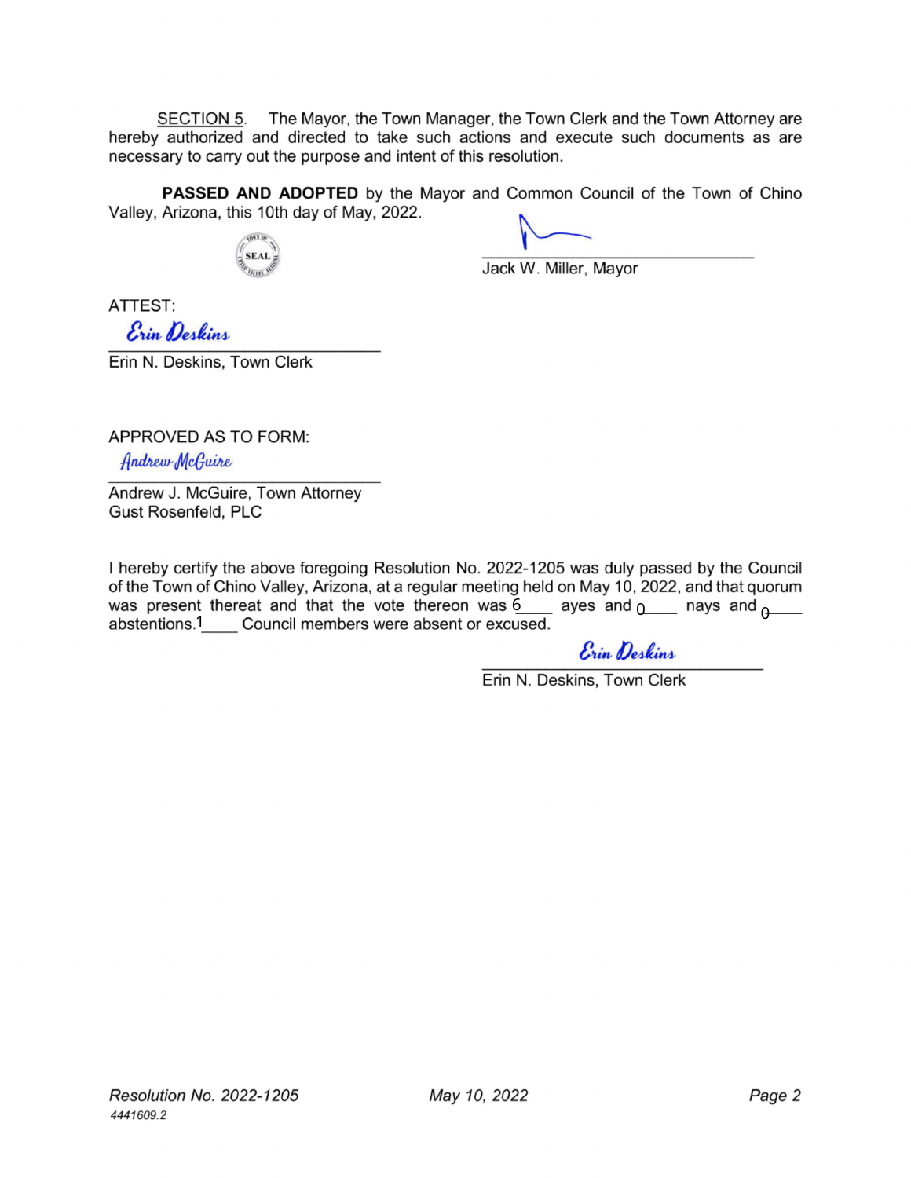SECTION 5. The Mayor, the Town Manager, the Town Clerk and the Town Attorney are hereby authorized and directed to take such actions and execute such documents as are necessary to carry out the purpose and intent of this resolution.

**PASSED AND ADOPTED** by the Mayor and Common Council of the Town of Chino Valley, Arizona, this 10th day of May, 2022.

SEAL

Jack W. Miller, Mayor

ATTEST:

Erin Deskins

Erin N. Deskins, Town Clerk

APPROVED AS TO FORM:

Andrew McGuire

Andrew J. McGuire, Town Attorney
Gust Rosenfeld, PLC

I hereby certify the above foregoing Resolution No. 2022-1205 was duly passed by the Council of the Town of Chino Valley, Arizona, at a regular meeting held on May 10, 2022, and that quorum was present thereat and that the vote thereon was 6____ ayes and 0____ nays and 0____ abstentions. 1____ Council members were absent or excused.

Erin Deskins

Erin N. Deskins, Town Clerk

*Resolution No. 2022-1205* *May 10, 2022*

*4441609.2*